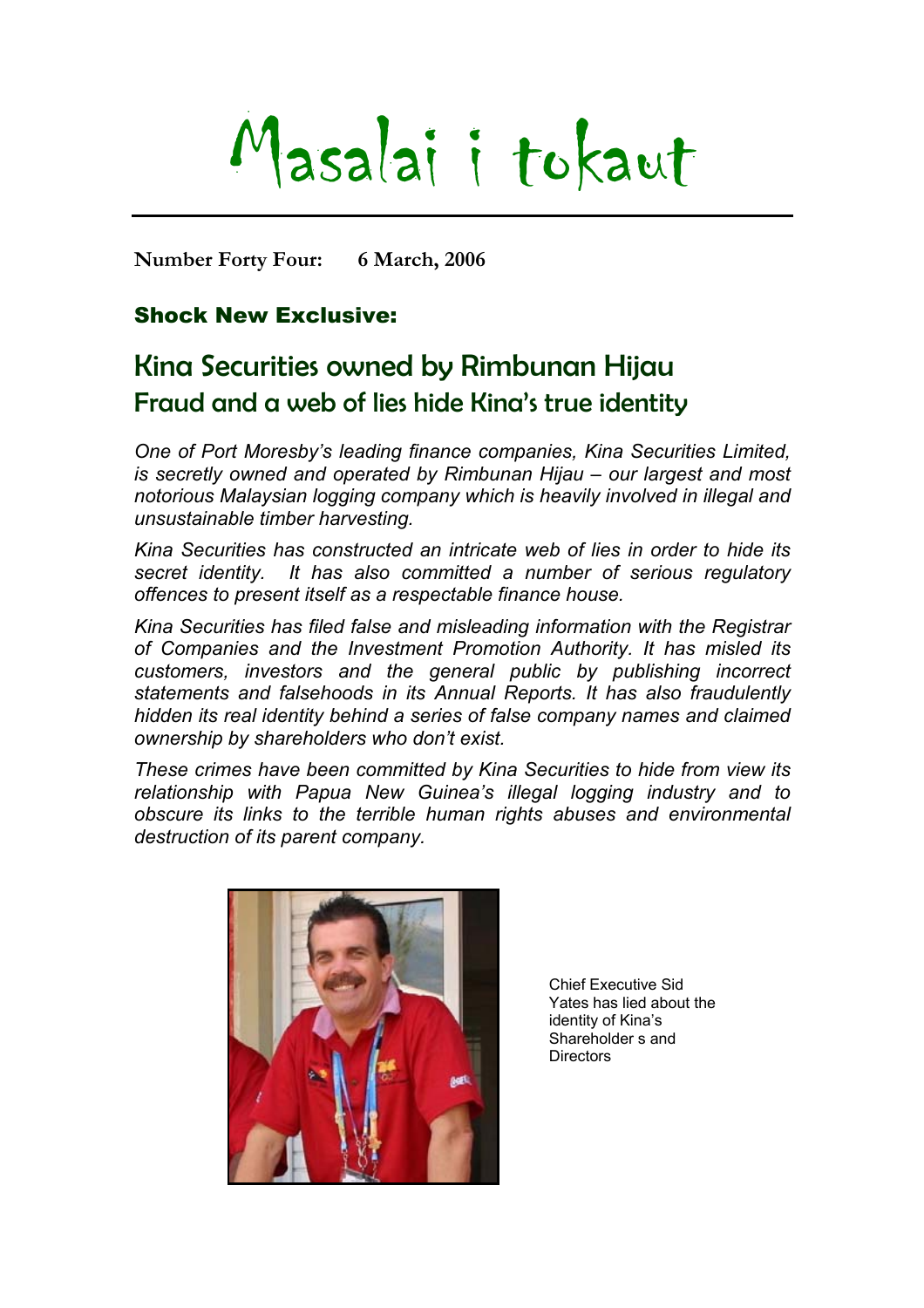# Masalai i tokaut

**Number Forty Four: 6 March, 2006**

### Shock New Exclusive:

## Kina Securities owned by Rimbunan Hijau
## Fraud and a web of lies hide Kina's true identity

*One of Port Moresby's leading finance companies, Kina Securities Limited, is secretly owned and operated by Rimbunan Hijau – our largest and most notorious Malaysian logging company which is heavily involved in illegal and unsustainable timber harvesting.*

*Kina Securities has constructed an intricate web of lies in order to hide its secret identity. It has also committed a number of serious regulatory offences to present itself as a respectable finance house.*

*Kina Securities has filed false and misleading information with the Registrar of Companies and the Investment Promotion Authority. It has misled its customers, investors and the general public by publishing incorrect statements and falsehoods in its Annual Reports. It has also fraudulently hidden its real identity behind a series of false company names and claimed ownership by shareholders who don't exist.*

*These crimes have been committed by Kina Securities to hide from view its relationship with Papua New Guinea's illegal logging industry and to obscure its links to the terrible human rights abuses and environmental destruction of its parent company.*

Chief Executive Sid Yates has lied about the identity of Kina's Shareholder s and Directors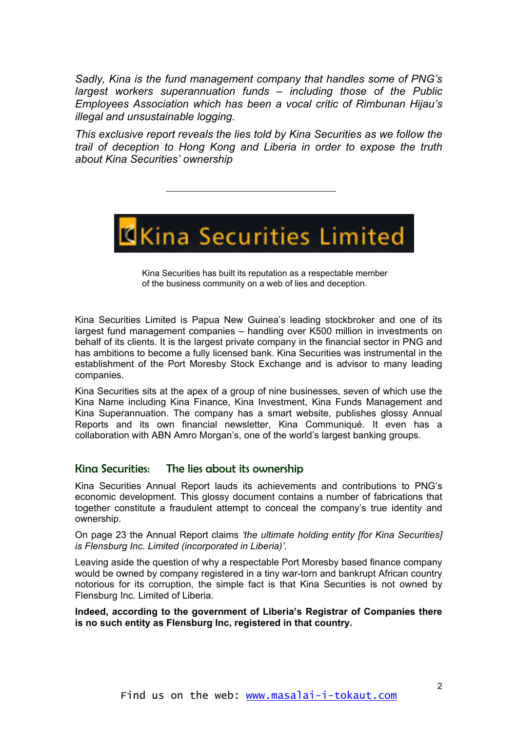*Sadly, Kina is the fund management company that handles some of PNG's largest workers superannuation funds – including those of the Public Employees Association which has been a vocal critic of Rimbunan Hijau's illegal and unsustainable logging.*

*This exclusive report reveals the lies told by Kina Securities as we follow the trail of deception to Hong Kong and Liberia in order to expose the truth about Kina Securities' ownership*

---

Kina Securities Limited

Kina Securities has built its reputation as a respectable member of the business community on a web of lies and deception.

Kina Securities Limited is Papua New Guinea's leading stockbroker and one of its largest fund management companies – handling over K500 million in investments on behalf of its clients. It is the largest private company in the financial sector in PNG and has ambitions to become a fully licensed bank. Kina Securities was instrumental in the establishment of the Port Moresby Stock Exchange and is advisor to many leading companies.

Kina Securities sits at the apex of a group of nine businesses, seven of which use the Kina Name including Kina Finance, Kina Investment, Kina Funds Management and Kina Superannuation. The company has a smart website, publishes glossy Annual Reports and its own financial newsletter, Kina Communiqué. It even has a collaboration with ABN Amro Morgan's, one of the world's largest banking groups.

## Kina Securities: The lies about its ownership

Kina Securities Annual Report lauds its achievements and contributions to PNG's economic development. This glossy document contains a number of fabrications that together constitute a fraudulent attempt to conceal the company's true identity and ownership.

On page 23 the Annual Report claims *'the ultimate holding entity [for Kina Securities] is Flensburg Inc. Limited (incorporated in Liberia)'.*

Leaving aside the question of why a respectable Port Moresby based finance company would be owned by company registered in a tiny war-torn and bankrupt African country notorious for its corruption, the simple fact is that Kina Securities is not owned by Flensburg Inc. Limited of Liberia.

**Indeed, according to the government of Liberia's Registrar of Companies there is no such entity as Flensburg Inc, registered in that country.**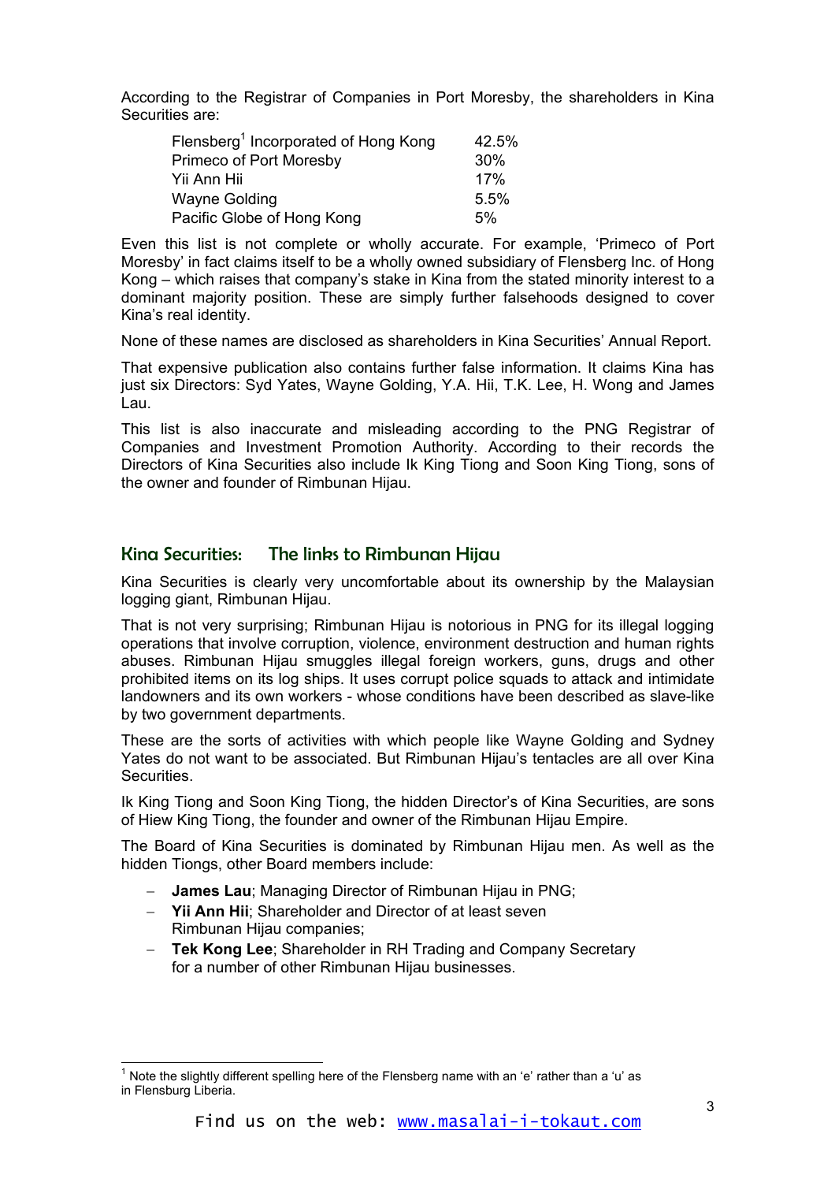According to the Registrar of Companies in Port Moresby, the shareholders in Kina Securities are:

| Shareholder | Share |
|---|---|
| Flensberg[1] Incorporated of Hong Kong | 42.5% |
| Primeco of Port Moresby | 30% |
| Yii Ann Hii | 17% |
| Wayne Golding | 5.5% |
| Pacific Globe of Hong Kong | 5% |

Even this list is not complete or wholly accurate. For example, 'Primeco of Port Moresby' in fact claims itself to be a wholly owned subsidiary of Flensberg Inc. of Hong Kong – which raises that company's stake in Kina from the stated minority interest to a dominant majority position. These are simply further falsehoods designed to cover Kina's real identity.

None of these names are disclosed as shareholders in Kina Securities' Annual Report.

That expensive publication also contains further false information. It claims Kina has just six Directors: Syd Yates, Wayne Golding, Y.A. Hii, T.K. Lee, H. Wong and James Lau.

This list is also inaccurate and misleading according to the PNG Registrar of Companies and Investment Promotion Authority. According to their records the Directors of Kina Securities also include Ik King Tiong and Soon King Tiong, sons of the owner and founder of Rimbunan Hijau.

## Kina Securities: The links to Rimbunan Hijau

Kina Securities is clearly very uncomfortable about its ownership by the Malaysian logging giant, Rimbunan Hijau.

That is not very surprising; Rimbunan Hijau is notorious in PNG for its illegal logging operations that involve corruption, violence, environment destruction and human rights abuses. Rimbunan Hijau smuggles illegal foreign workers, guns, drugs and other prohibited items on its log ships. It uses corrupt police squads to attack and intimidate landowners and its own workers - whose conditions have been described as slave-like by two government departments.

These are the sorts of activities with which people like Wayne Golding and Sydney Yates do not want to be associated. But Rimbunan Hijau's tentacles are all over Kina Securities.

Ik King Tiong and Soon King Tiong, the hidden Director's of Kina Securities, are sons of Hiew King Tiong, the founder and owner of the Rimbunan Hijau Empire.

The Board of Kina Securities is dominated by Rimbunan Hijau men. As well as the hidden Tiongs, other Board members include:

- **James Lau**; Managing Director of Rimbunan Hijau in PNG;
- **Yii Ann Hii**; Shareholder and Director of at least seven Rimbunan Hijau companies;
- **Tek Kong Lee**; Shareholder in RH Trading and Company Secretary for a number of other Rimbunan Hijau businesses.

[1] Note the slightly different spelling here of the Flensberg name with an 'e' rather than a 'u' as in Flensburg Liberia.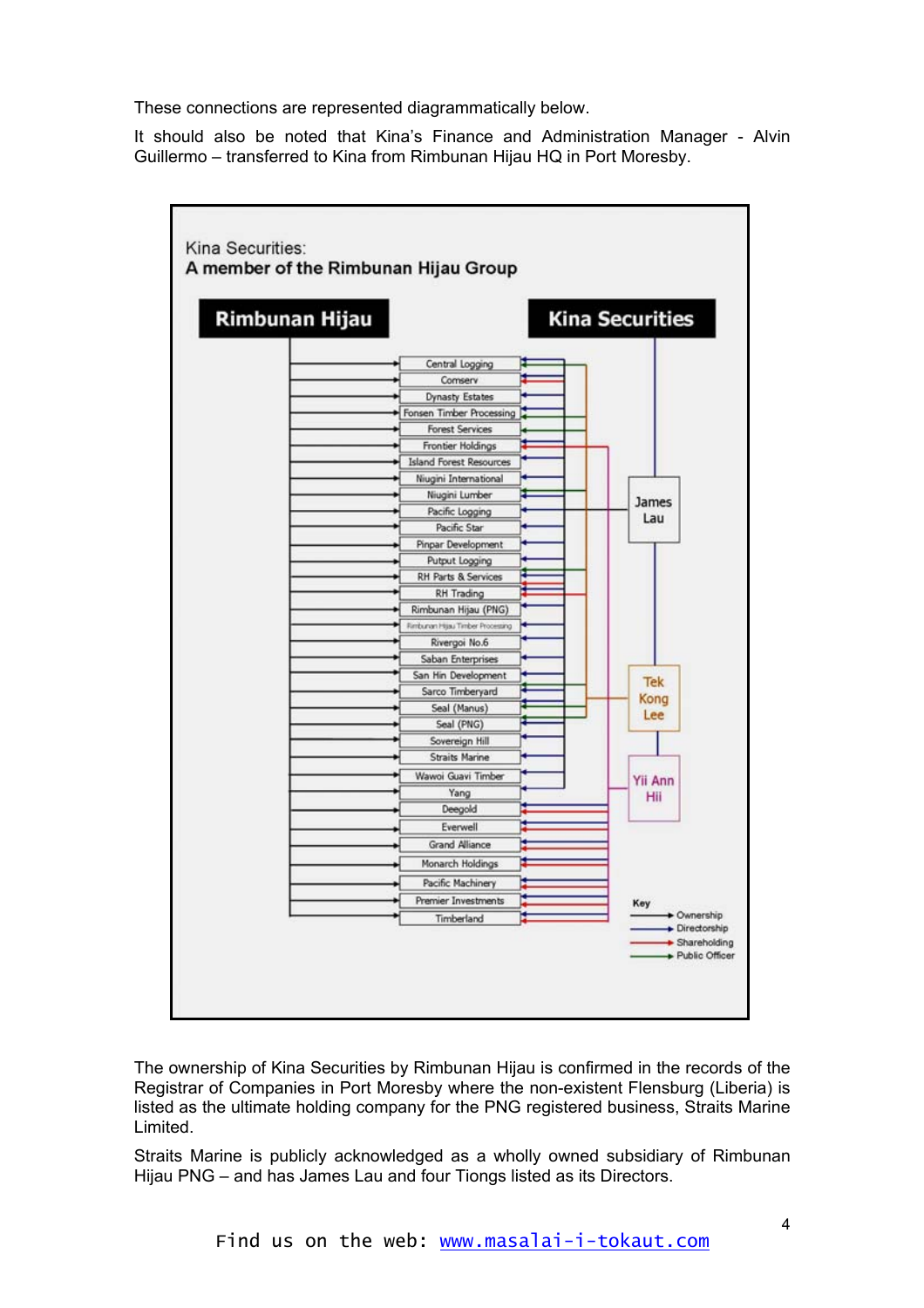These connections are represented diagrammatically below.

It should also be noted that Kina's Finance and Administration Manager - Alvin Guillermo – transferred to Kina from Rimbunan Hijau HQ in Port Moresby.

Kina Securities:
**A member of the Rimbunan Hijau Group**

**Rimbunan Hijau** | **Kina Securities**

Central Logging
Comserv
Dynasty Estates
Fonsen Timber Processing
Forest Services
Frontier Holdings
Island Forest Resources
Niugini International
Niugini Lumber
Pacific Logging
Pacific Star
Pinpar Development
Putput Logging
RH Parts & Services
RH Trading
Rimbunan Hijau (PNG)
Rimbunan Hijau Timber Processing
Rivergoi No.6
Saban Enterprises
San Hin Development
Sarco Timberyard
Seal (Manus)
Seal (PNG)
Sovereign Hill
Straits Marine
Wawoi Guavi Timber
Yang
Deegold
Everwell
Grand Alliance
Monarch Holdings
Pacific Machinery
Premier Investments
Timberland

James Lau
Tek Kong Lee
Yii Ann Hii

Key
- Ownership
- Directorship
- Shareholding
- Public Officer

The ownership of Kina Securities by Rimbunan Hijau is confirmed in the records of the Registrar of Companies in Port Moresby where the non-existent Flensburg (Liberia) is listed as the ultimate holding company for the PNG registered business, Straits Marine Limited.

Straits Marine is publicly acknowledged as a wholly owned subsidiary of Rimbunan Hijau PNG – and has James Lau and four Tiongs listed as its Directors.

Find us on the web: [www.masalai-i-tokaut.com](http://www.masalai-i-tokaut.com)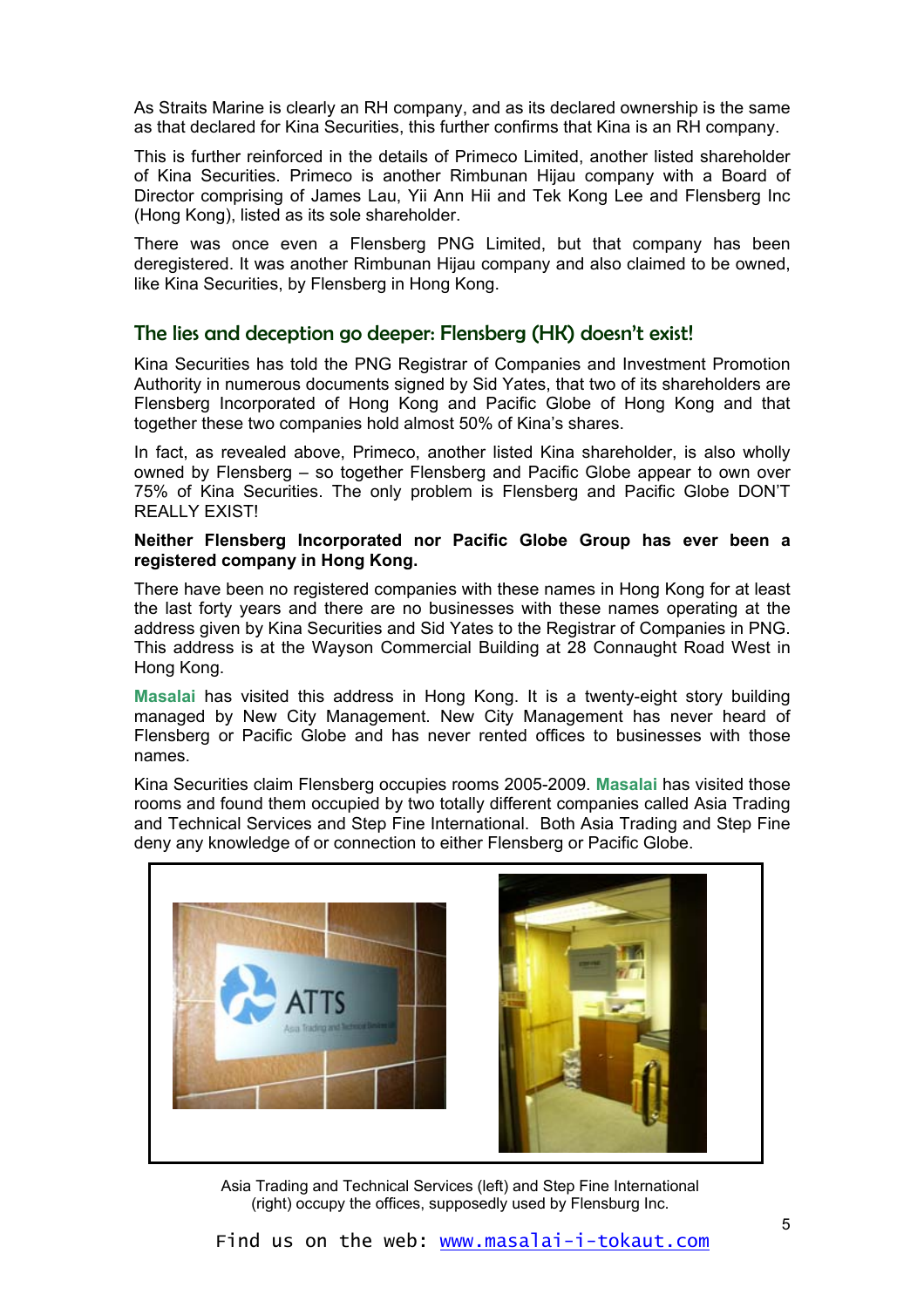As Straits Marine is clearly an RH company, and as its declared ownership is the same as that declared for Kina Securities, this further confirms that Kina is an RH company.

This is further reinforced in the details of Primeco Limited, another listed shareholder of Kina Securities. Primeco is another Rimbunan Hijau company with a Board of Director comprising of James Lau, Yii Ann Hii and Tek Kong Lee and Flensberg Inc (Hong Kong), listed as its sole shareholder.

There was once even a Flensberg PNG Limited, but that company has been deregistered. It was another Rimbunan Hijau company and also claimed to be owned, like Kina Securities, by Flensberg in Hong Kong.

## The lies and deception go deeper: Flensberg (HK) doesn't exist!

Kina Securities has told the PNG Registrar of Companies and Investment Promotion Authority in numerous documents signed by Sid Yates, that two of its shareholders are Flensberg Incorporated of Hong Kong and Pacific Globe of Hong Kong and that together these two companies hold almost 50% of Kina's shares.

In fact, as revealed above, Primeco, another listed Kina shareholder, is also wholly owned by Flensberg – so together Flensberg and Pacific Globe appear to own over 75% of Kina Securities. The only problem is Flensberg and Pacific Globe DON'T REALLY EXIST!

**Neither Flensberg Incorporated nor Pacific Globe Group has ever been a registered company in Hong Kong.**

There have been no registered companies with these names in Hong Kong for at least the last forty years and there are no businesses with these names operating at the address given by Kina Securities and Sid Yates to the Registrar of Companies in PNG. This address is at the Wayson Commercial Building at 28 Connaught Road West in Hong Kong.

**Masalai** has visited this address in Hong Kong. It is a twenty-eight story building managed by New City Management. New City Management has never heard of Flensberg or Pacific Globe and has never rented offices to businesses with those names.

Kina Securities claim Flensberg occupies rooms 2005-2009. **Masalai** has visited those rooms and found them occupied by two totally different companies called Asia Trading and Technical Services and Step Fine International. Both Asia Trading and Step Fine deny any knowledge of or connection to either Flensberg or Pacific Globe.

Asia Trading and Technical Services (left) and Step Fine International (right) occupy the offices, supposedly used by Flensburg Inc.

Find us on the web: www.masalai-i-tokaut.com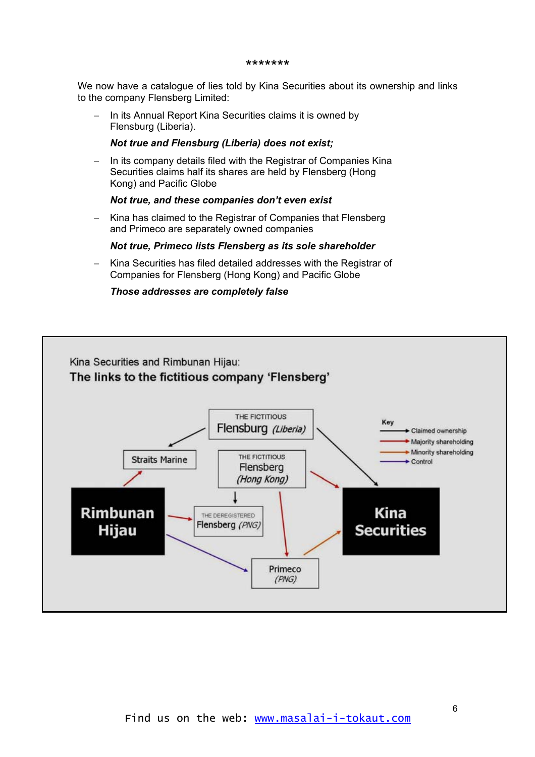\*\*\*\*\*\*\*

We now have a catalogue of lies told by Kina Securities about its ownership and links to the company Flensberg Limited:

- In its Annual Report Kina Securities claims it is owned by Flensburg (Liberia).

  ***Not true and Flensburg (Liberia) does not exist;***

- In its company details filed with the Registrar of Companies Kina Securities claims half its shares are held by Flensberg (Hong Kong) and Pacific Globe

  ***Not true, and these companies don't even exist***

- Kina has claimed to the Registrar of Companies that Flensberg and Primeco are separately owned companies

  ***Not true, Primeco lists Flensberg as its sole shareholder***

- Kina Securities has filed detailed addresses with the Registrar of Companies for Flensberg (Hong Kong) and Pacific Globe

  ***Those addresses are completely false***

Kina Securities and Rimbunan Hijau:

**The links to the fictitious company 'Flensberg'**

THE FICTITIOUS Flensburg *(Liberia)*

Straits Marine

THE FICTITIOUS Flensberg *(Hong Kong)*

Rimbunan Hijau

THE DEREGISTERED Flensberg *(PNG)*

Kina Securities

Primeco *(PNG)*

Key
- Claimed ownership
- Majority shareholding
- Minority shareholding
- Control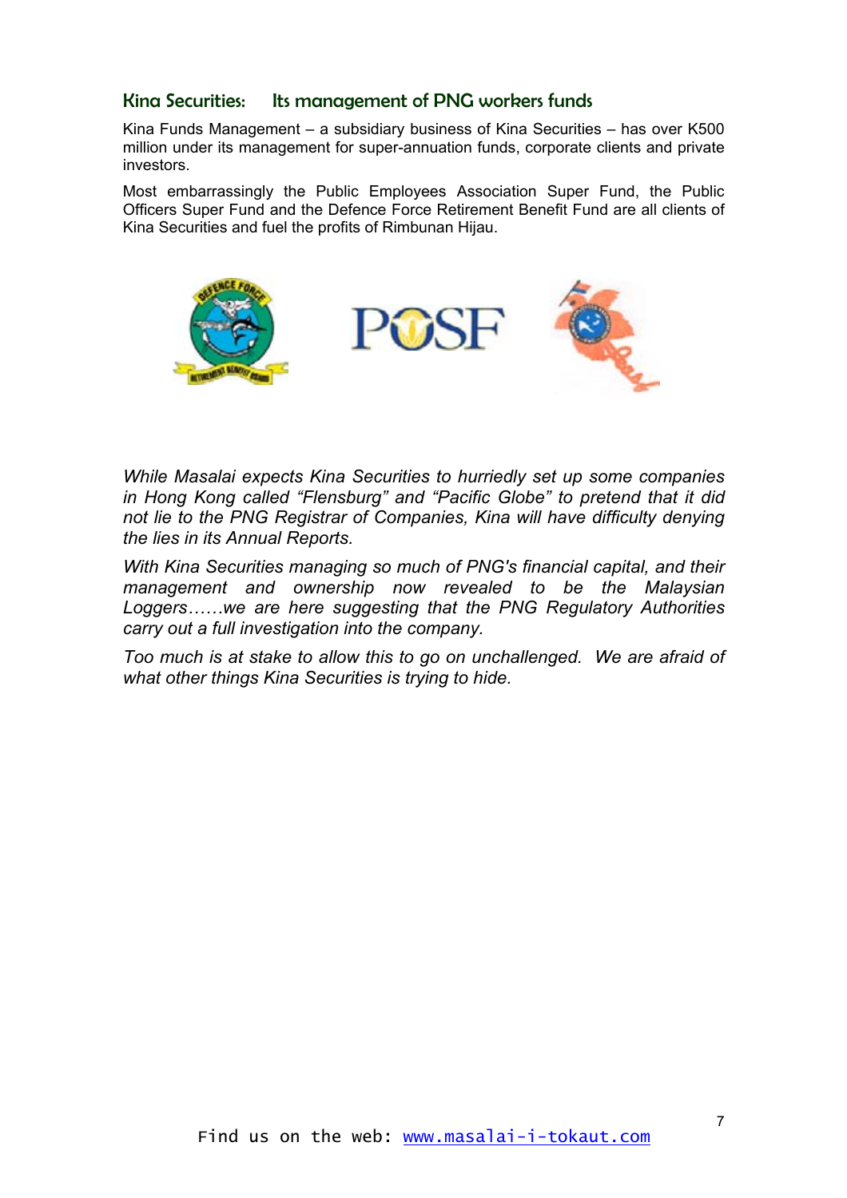## Kina Securities: Its management of PNG workers funds

Kina Funds Management – a subsidiary business of Kina Securities – has over K500 million under its management for super-annuation funds, corporate clients and private investors.

Most embarrassingly the Public Employees Association Super Fund, the Public Officers Super Fund and the Defence Force Retirement Benefit Fund are all clients of Kina Securities and fuel the profits of Rimbunan Hijau.

*While Masalai expects Kina Securities to hurriedly set up some companies in Hong Kong called "Flensburg" and "Pacific Globe" to pretend that it did not lie to the PNG Registrar of Companies, Kina will have difficulty denying the lies in its Annual Reports.*

*With Kina Securities managing so much of PNG's financial capital, and their management and ownership now revealed to be the Malaysian Loggers……we are here suggesting that the PNG Regulatory Authorities carry out a full investigation into the company.*

*Too much is at stake to allow this to go on unchallenged. We are afraid of what other things Kina Securities is trying to hide.*

Find us on the web: www.masalai-i-tokaut.com